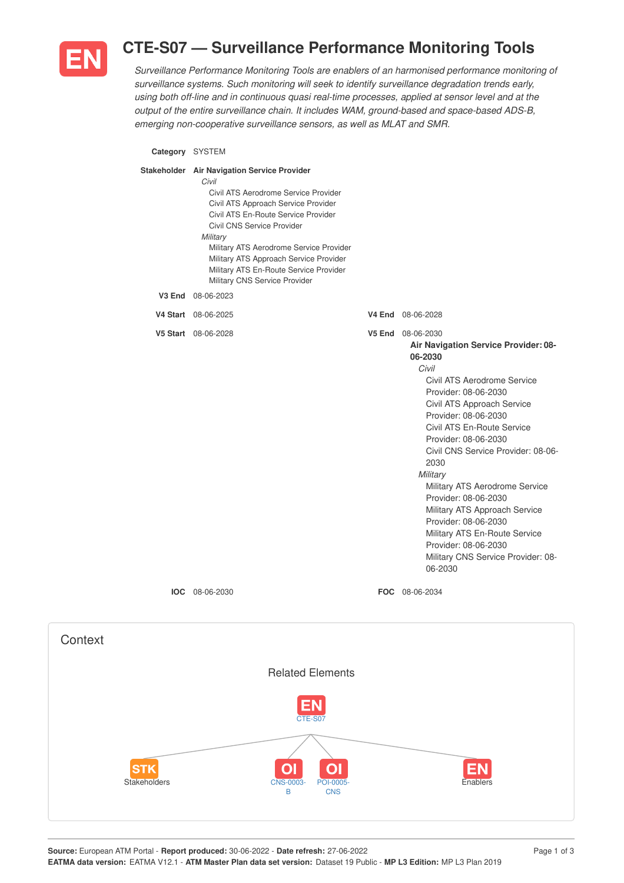# EN CTE-S07 — Surveillance Performance Monitoring Tools

*Surveillance Performance Monitoring Tools are enablers of an harmonised performance monitoring of surveillance systems. Such monitoring will seek to identify surveillance degradation trends early, using both off-line and in continuous quasi real-time processes, applied at sensor level and at the output of the entire surveillance chain. It includes WAM, ground-based and space-based ADS-B, emerging non-cooperative surveillance sensors, as well as MLAT and SMR.*

**Category** SYSTEM

**Stakeholder** **Air Navigation Service Provider**

- *Civil*
  - Civil ATS Aerodrome Service Provider
  - Civil ATS Approach Service Provider
  - Civil ATS En-Route Service Provider
  - Civil CNS Service Provider
- *Military*
  - Military ATS Aerodrome Service Provider
  - Military ATS Approach Service Provider
  - Military ATS En-Route Service Provider
  - Military CNS Service Provider

**V3 End** 08-06-2023

**V4 Start** 08-06-2025 **V4 End** 08-06-2028

**V5 Start** 08-06-2028 **V5 End** 08-06-2030

**Air Navigation Service Provider: 08-06-2030**

- *Civil*
  - Civil ATS Aerodrome Service Provider: 08-06-2030
  - Civil ATS Approach Service Provider: 08-06-2030
  - Civil ATS En-Route Service Provider: 08-06-2030
  - Civil CNS Service Provider: 08-06-2030
- *Military*
  - Military ATS Aerodrome Service Provider: 08-06-2030
  - Military ATS Approach Service Provider: 08-06-2030
  - Military ATS En-Route Service Provider: 08-06-2030
  - Military CNS Service Provider: 08-06-2030

**IOC** 08-06-2030 **FOC** 08-06-2034

## Context

### Related Elements

EN CTE-S07

- STK Stakeholders
- OI CNS-0003-B
- OI POI-0005-CNS
- EN Enablers

**Source:** European ATM Portal - **Report produced:** 30-06-2022 - **Date refresh:** 27-06-2022
**EATMA data version:** EATMA V12.1 - **ATM Master Plan data set version:** Dataset 19 Public - **MP L3 Edition:** MP L3 Plan 2019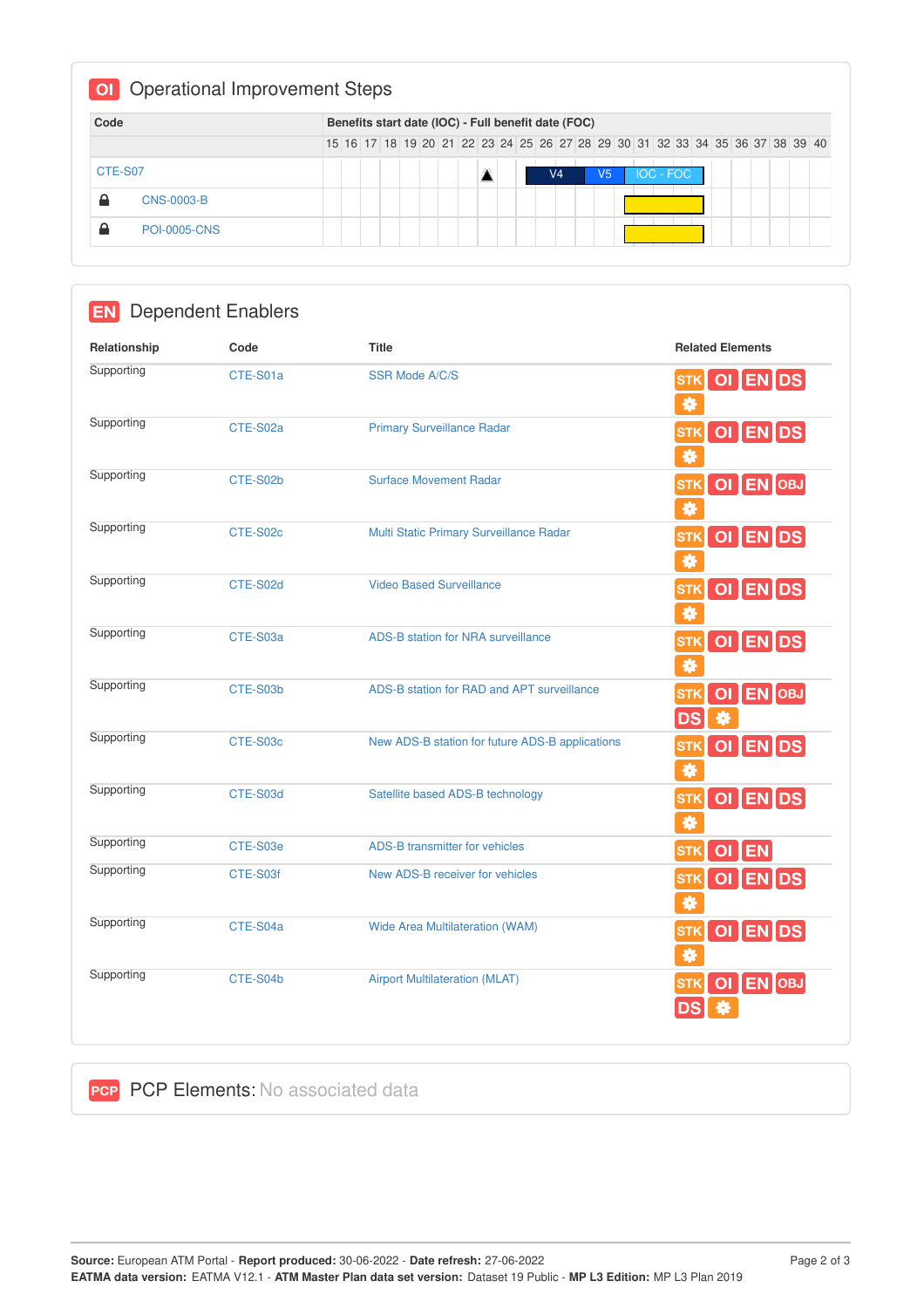## OI Operational Improvement Steps

| Code | Benefits start date (IOC) - Full benefit date (FOC) |
|---|---|
| | 15 16 17 18 19 20 21 22 23 24 25 26 27 28 29 30 31 32 33 34 35 36 37 38 39 40 |
| CTE-S07 | ▲ V4 V5 IOC - FOC |
| CNS-0003-B | |
| POI-0005-CNS | |

## EN Dependent Enablers

| Relationship | Code | Title | Related Elements |
|---|---|---|---|
| Supporting | CTE-S01a | SSR Mode A/C/S | STK OI EN DS |
| Supporting | CTE-S02a | Primary Surveillance Radar | STK OI EN DS |
| Supporting | CTE-S02b | Surface Movement Radar | STK OI EN OBJ |
| Supporting | CTE-S02c | Multi Static Primary Surveillance Radar | STK OI EN DS |
| Supporting | CTE-S02d | Video Based Surveillance | STK OI EN DS |
| Supporting | CTE-S03a | ADS-B station for NRA surveillance | STK OI EN DS |
| Supporting | CTE-S03b | ADS-B station for RAD and APT surveillance | STK OI EN OBJ DS |
| Supporting | CTE-S03c | New ADS-B station for future ADS-B applications | STK OI EN DS |
| Supporting | CTE-S03d | Satellite based ADS-B technology | STK OI EN DS |
| Supporting | CTE-S03e | ADS-B transmitter for vehicles | STK OI EN |
| Supporting | CTE-S03f | New ADS-B receiver for vehicles | STK OI EN DS |
| Supporting | CTE-S04a | Wide Area Multilateration (WAM) | STK OI EN DS |
| Supporting | CTE-S04b | Airport Multilateration (MLAT) | STK OI EN OBJ DS |

## PCP PCP Elements: No associated data

**Source:** European ATM Portal - **Report produced:** 30-06-2022 - **Date refresh:** 27-06-2022
**EATMA data version:** EATMA V12.1 - **ATM Master Plan data set version:** Dataset 19 Public - **MP L3 Edition:** MP L3 Plan 2019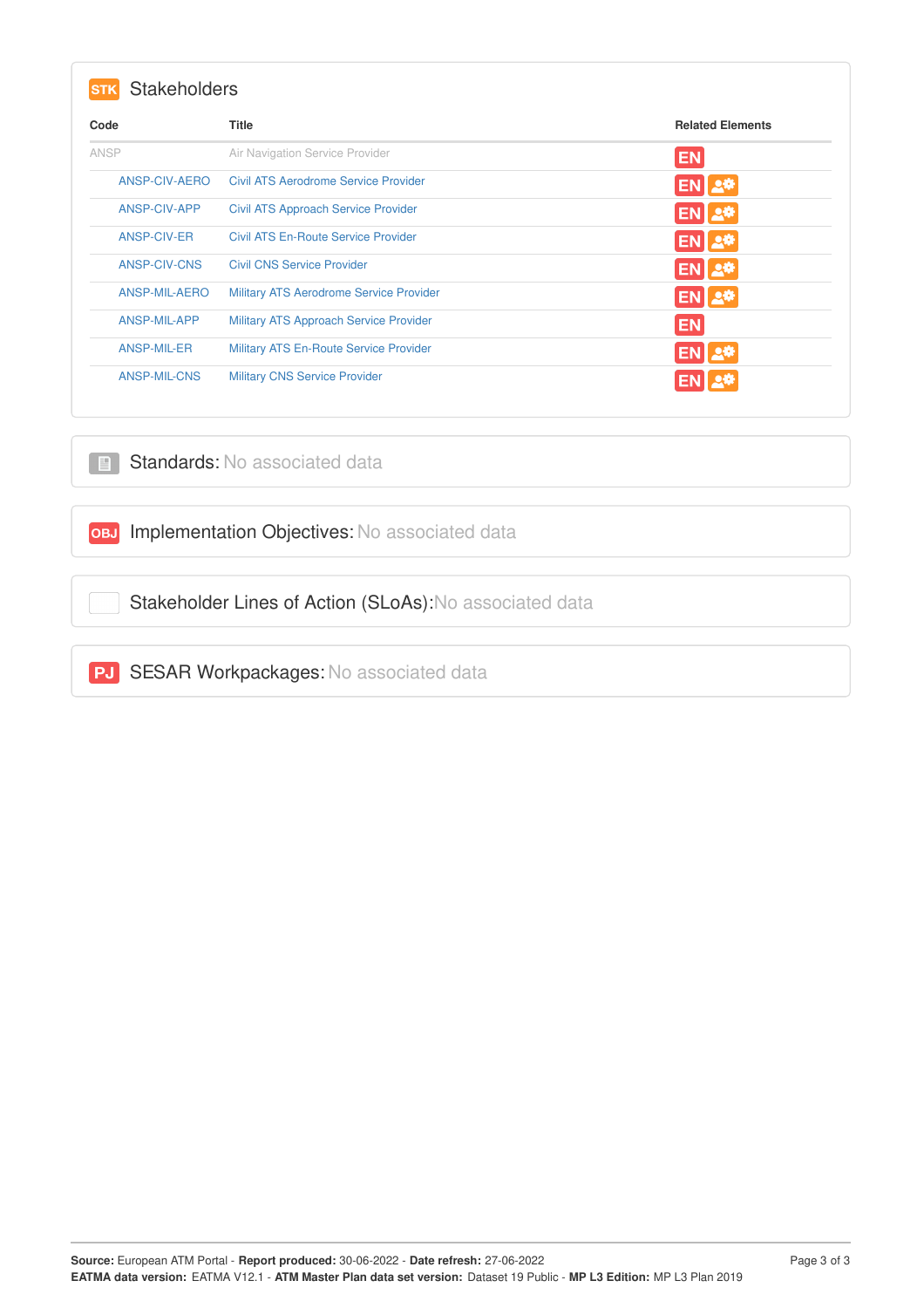## STK Stakeholders

| Code | Title | Related Elements |
| --- | --- | --- |
| ANSP | Air Navigation Service Provider | EN |
| ANSP-CIV-AERO | Civil ATS Aerodrome Service Provider | EN |
| ANSP-CIV-APP | Civil ATS Approach Service Provider | EN |
| ANSP-CIV-ER | Civil ATS En-Route Service Provider | EN |
| ANSP-CIV-CNS | Civil CNS Service Provider | EN |
| ANSP-MIL-AERO | Military ATS Aerodrome Service Provider | EN |
| ANSP-MIL-APP | Military ATS Approach Service Provider | EN |
| ANSP-MIL-ER | Military ATS En-Route Service Provider | EN |
| ANSP-MIL-CNS | Military CNS Service Provider | EN |

## Standards: No associated data

## OBJ Implementation Objectives: No associated data

## Stakeholder Lines of Action (SLoAs): No associated data

## PJ SESAR Workpackages: No associated data

**Source:** European ATM Portal - **Report produced:** 30-06-2022 - **Date refresh:** 27-06-2022
**EATMA data version:** EATMA V12.1 - **ATM Master Plan data set version:** Dataset 19 Public - **MP L3 Edition:** MP L3 Plan 2019